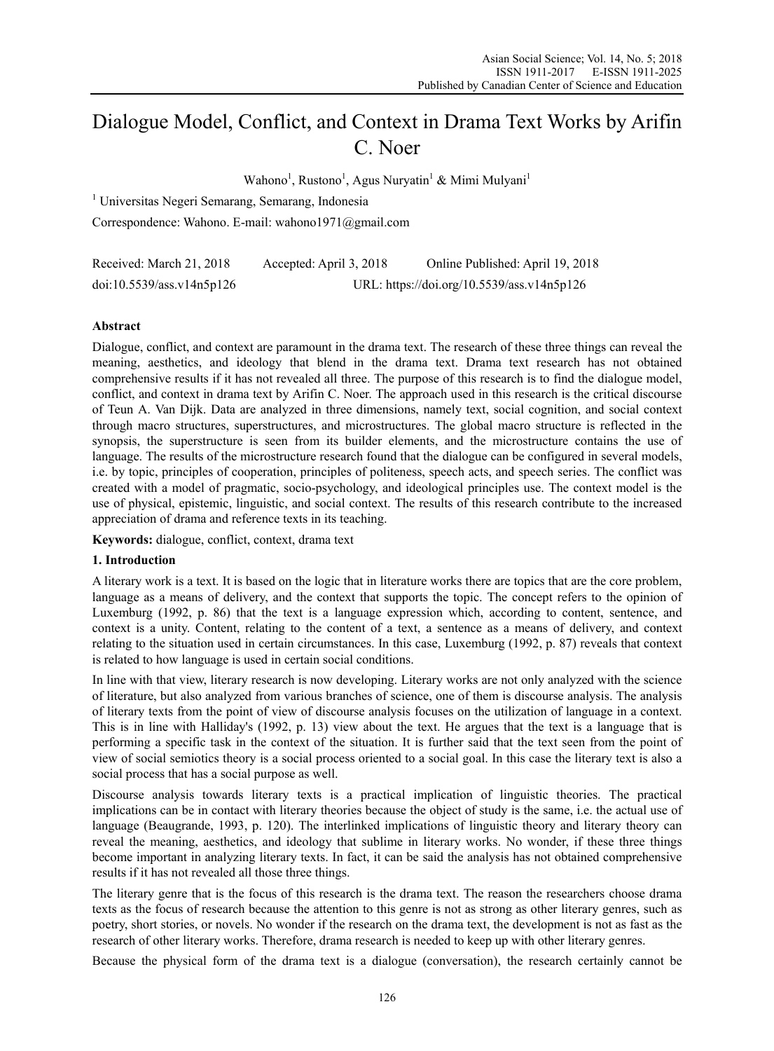# Dialogue Model, Conflict, and Context in Drama Text Works by Arifin C. Noer

Wahono[1], Rustono[1], Agus Nuryatin[1] & Mimi Mulyani[1]

[1] Universitas Negeri Semarang, Semarang, Indonesia

Correspondence: Wahono. E-mail: wahono1971@gmail.com

Received: March 21, 2018  Accepted: April 3, 2018  Online Published: April 19, 2018

doi:10.5539/ass.v14n5p126  URL: https://doi.org/10.5539/ass.v14n5p126

## Abstract

Dialogue, conflict, and context are paramount in the drama text. The research of these three things can reveal the meaning, aesthetics, and ideology that blend in the drama text. Drama text research has not obtained comprehensive results if it has not revealed all three. The purpose of this research is to find the dialogue model, conflict, and context in drama text by Arifin C. Noer. The approach used in this research is the critical discourse of Teun A. Van Dijk. Data are analyzed in three dimensions, namely text, social cognition, and social context through macro structures, superstructures, and microstructures. The global macro structure is reflected in the synopsis, the superstructure is seen from its builder elements, and the microstructure contains the use of language. The results of the microstructure research found that the dialogue can be configured in several models, i.e. by topic, principles of cooperation, principles of politeness, speech acts, and speech series. The conflict was created with a model of pragmatic, socio-psychology, and ideological principles use. The context model is the use of physical, epistemic, linguistic, and social context. The results of this research contribute to the increased appreciation of drama and reference texts in its teaching.

**Keywords:** dialogue, conflict, context, drama text

## 1. Introduction

A literary work is a text. It is based on the logic that in literature works there are topics that are the core problem, language as a means of delivery, and the context that supports the topic. The concept refers to the opinion of Luxemburg (1992, p. 86) that the text is a language expression which, according to content, sentence, and context is a unity. Content, relating to the content of a text, a sentence as a means of delivery, and context relating to the situation used in certain circumstances. In this case, Luxemburg (1992, p. 87) reveals that context is related to how language is used in certain social conditions.

In line with that view, literary research is now developing. Literary works are not only analyzed with the science of literature, but also analyzed from various branches of science, one of them is discourse analysis. The analysis of literary texts from the point of view of discourse analysis focuses on the utilization of language in a context. This is in line with Halliday's (1992, p. 13) view about the text. He argues that the text is a language that is performing a specific task in the context of the situation. It is further said that the text seen from the point of view of social semiotics theory is a social process oriented to a social goal. In this case the literary text is also a social process that has a social purpose as well.

Discourse analysis towards literary texts is a practical implication of linguistic theories. The practical implications can be in contact with literary theories because the object of study is the same, i.e. the actual use of language (Beaugrande, 1993, p. 120). The interlinked implications of linguistic theory and literary theory can reveal the meaning, aesthetics, and ideology that sublime in literary works. No wonder, if these three things become important in analyzing literary texts. In fact, it can be said the analysis has not obtained comprehensive results if it has not revealed all those three things.

The literary genre that is the focus of this research is the drama text. The reason the researchers choose drama texts as the focus of research because the attention to this genre is not as strong as other literary genres, such as poetry, short stories, or novels. No wonder if the research on the drama text, the development is not as fast as the research of other literary works. Therefore, drama research is needed to keep up with other literary genres.

Because the physical form of the drama text is a dialogue (conversation), the research certainly cannot be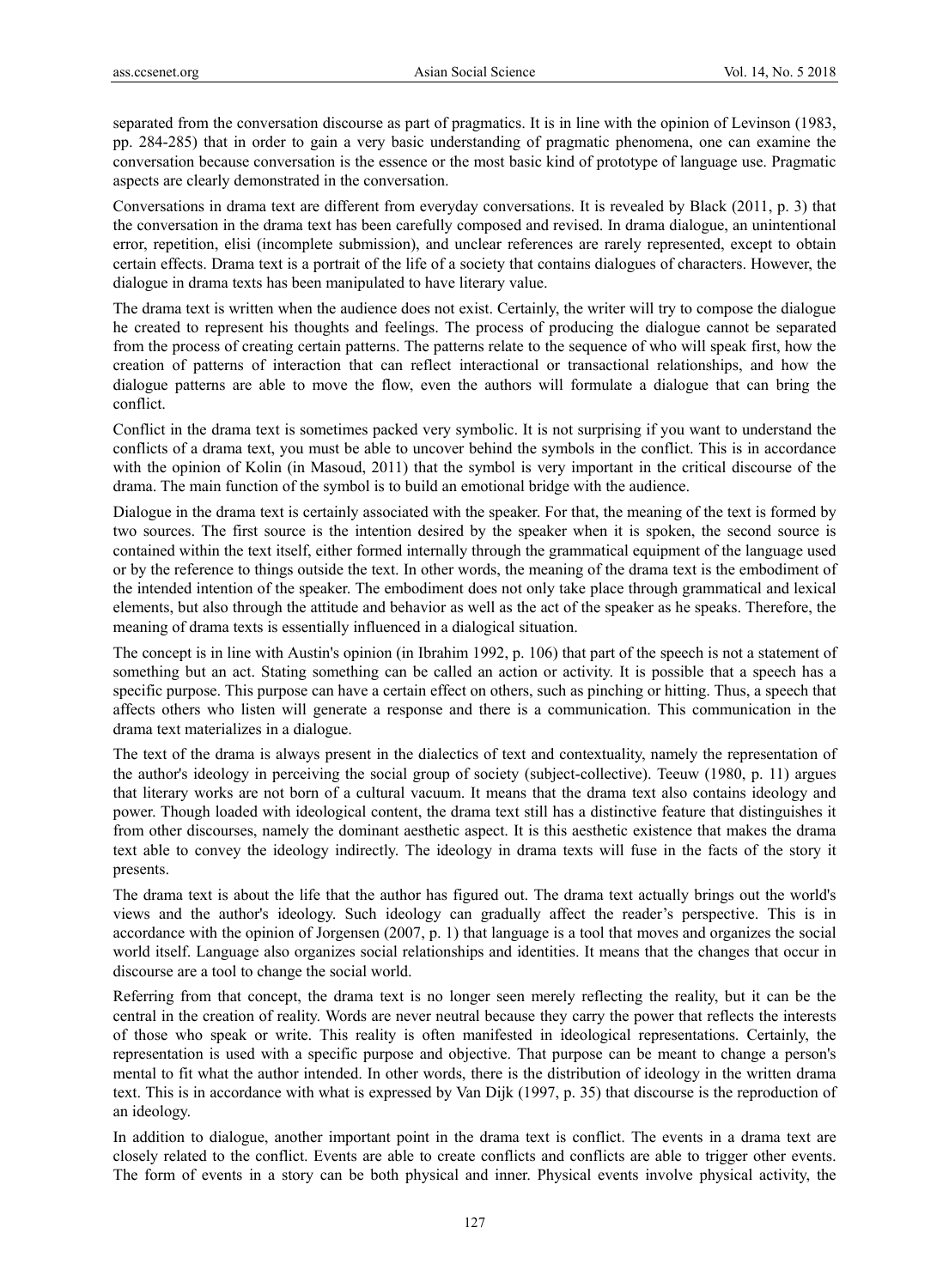separated from the conversation discourse as part of pragmatics. It is in line with the opinion of Levinson (1983, pp. 284-285) that in order to gain a very basic understanding of pragmatic phenomena, one can examine the conversation because conversation is the essence or the most basic kind of prototype of language use. Pragmatic aspects are clearly demonstrated in the conversation.

Conversations in drama text are different from everyday conversations. It is revealed by Black (2011, p. 3) that the conversation in the drama text has been carefully composed and revised. In drama dialogue, an unintentional error, repetition, elisi (incomplete submission), and unclear references are rarely represented, except to obtain certain effects. Drama text is a portrait of the life of a society that contains dialogues of characters. However, the dialogue in drama texts has been manipulated to have literary value.

The drama text is written when the audience does not exist. Certainly, the writer will try to compose the dialogue he created to represent his thoughts and feelings. The process of producing the dialogue cannot be separated from the process of creating certain patterns. The patterns relate to the sequence of who will speak first, how the creation of patterns of interaction that can reflect interactional or transactional relationships, and how the dialogue patterns are able to move the flow, even the authors will formulate a dialogue that can bring the conflict.

Conflict in the drama text is sometimes packed very symbolic. It is not surprising if you want to understand the conflicts of a drama text, you must be able to uncover behind the symbols in the conflict. This is in accordance with the opinion of Kolin (in Masoud, 2011) that the symbol is very important in the critical discourse of the drama. The main function of the symbol is to build an emotional bridge with the audience.

Dialogue in the drama text is certainly associated with the speaker. For that, the meaning of the text is formed by two sources. The first source is the intention desired by the speaker when it is spoken, the second source is contained within the text itself, either formed internally through the grammatical equipment of the language used or by the reference to things outside the text. In other words, the meaning of the drama text is the embodiment of the intended intention of the speaker. The embodiment does not only take place through grammatical and lexical elements, but also through the attitude and behavior as well as the act of the speaker as he speaks. Therefore, the meaning of drama texts is essentially influenced in a dialogical situation.

The concept is in line with Austin's opinion (in Ibrahim 1992, p. 106) that part of the speech is not a statement of something but an act. Stating something can be called an action or activity. It is possible that a speech has a specific purpose. This purpose can have a certain effect on others, such as pinching or hitting. Thus, a speech that affects others who listen will generate a response and there is a communication. This communication in the drama text materializes in a dialogue.

The text of the drama is always present in the dialectics of text and contextuality, namely the representation of the author's ideology in perceiving the social group of society (subject-collective). Teeuw (1980, p. 11) argues that literary works are not born of a cultural vacuum. It means that the drama text also contains ideology and power. Though loaded with ideological content, the drama text still has a distinctive feature that distinguishes it from other discourses, namely the dominant aesthetic aspect. It is this aesthetic existence that makes the drama text able to convey the ideology indirectly. The ideology in drama texts will fuse in the facts of the story it presents.

The drama text is about the life that the author has figured out. The drama text actually brings out the world's views and the author's ideology. Such ideology can gradually affect the reader's perspective. This is in accordance with the opinion of Jorgensen (2007, p. 1) that language is a tool that moves and organizes the social world itself. Language also organizes social relationships and identities. It means that the changes that occur in discourse are a tool to change the social world.

Referring from that concept, the drama text is no longer seen merely reflecting the reality, but it can be the central in the creation of reality. Words are never neutral because they carry the power that reflects the interests of those who speak or write. This reality is often manifested in ideological representations. Certainly, the representation is used with a specific purpose and objective. That purpose can be meant to change a person's mental to fit what the author intended. In other words, there is the distribution of ideology in the written drama text. This is in accordance with what is expressed by Van Dijk (1997, p. 35) that discourse is the reproduction of an ideology.

In addition to dialogue, another important point in the drama text is conflict. The events in a drama text are closely related to the conflict. Events are able to create conflicts and conflicts are able to trigger other events. The form of events in a story can be both physical and inner. Physical events involve physical activity, the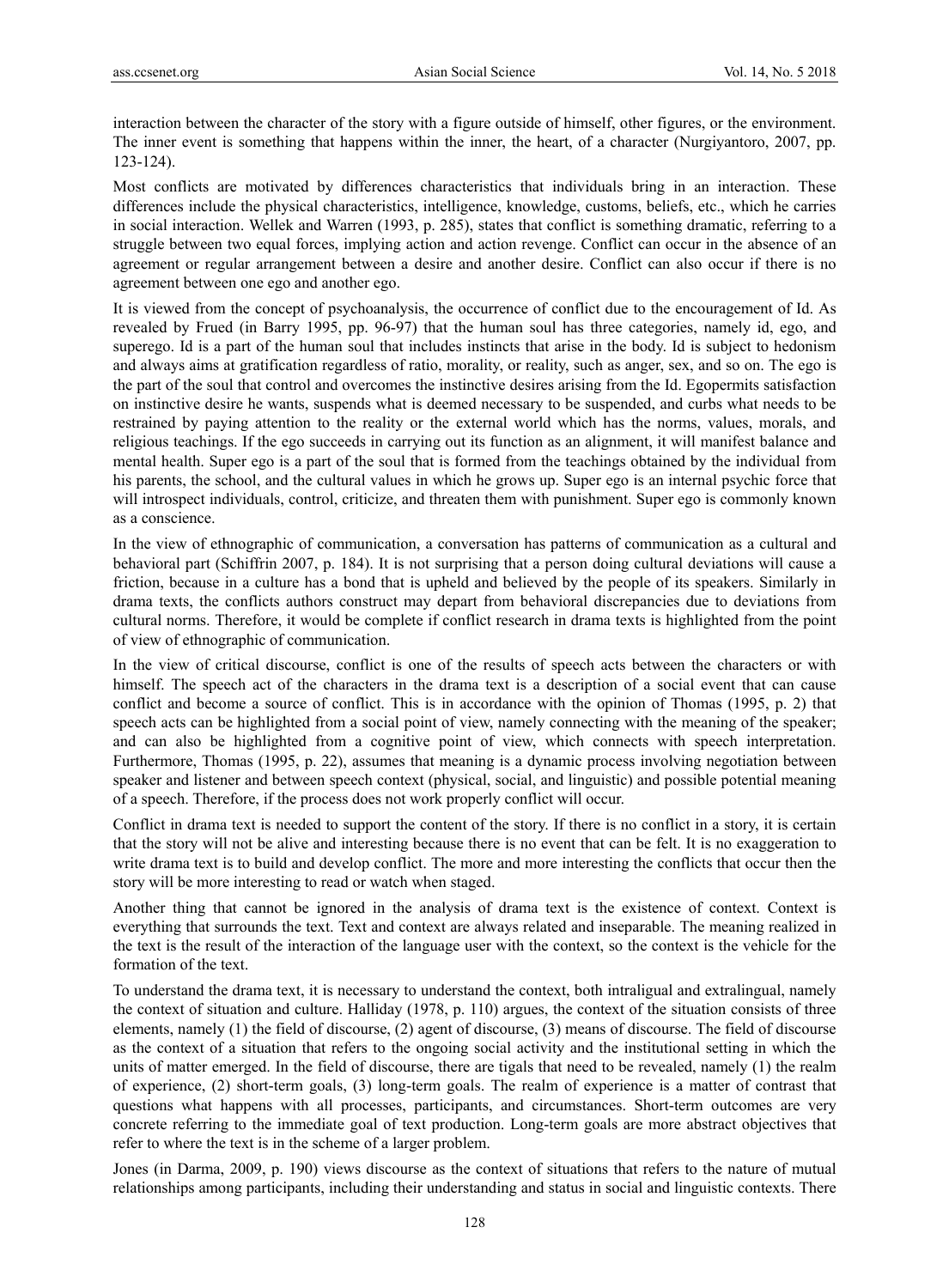interaction between the character of the story with a figure outside of himself, other figures, or the environment. The inner event is something that happens within the inner, the heart, of a character (Nurgiyantoro, 2007, pp. 123-124).

Most conflicts are motivated by differences characteristics that individuals bring in an interaction. These differences include the physical characteristics, intelligence, knowledge, customs, beliefs, etc., which he carries in social interaction. Wellek and Warren (1993, p. 285), states that conflict is something dramatic, referring to a struggle between two equal forces, implying action and action revenge. Conflict can occur in the absence of an agreement or regular arrangement between a desire and another desire. Conflict can also occur if there is no agreement between one ego and another ego.

It is viewed from the concept of psychoanalysis, the occurrence of conflict due to the encouragement of Id. As revealed by Frued (in Barry 1995, pp. 96-97) that the human soul has three categories, namely id, ego, and superego. Id is a part of the human soul that includes instincts that arise in the body. Id is subject to hedonism and always aims at gratification regardless of ratio, morality, or reality, such as anger, sex, and so on. The ego is the part of the soul that control and overcomes the instinctive desires arising from the Id. Egopermits satisfaction on instinctive desire he wants, suspends what is deemed necessary to be suspended, and curbs what needs to be restrained by paying attention to the reality or the external world which has the norms, values, morals, and religious teachings. If the ego succeeds in carrying out its function as an alignment, it will manifest balance and mental health. Super ego is a part of the soul that is formed from the teachings obtained by the individual from his parents, the school, and the cultural values in which he grows up. Super ego is an internal psychic force that will introspect individuals, control, criticize, and threaten them with punishment. Super ego is commonly known as a conscience.

In the view of ethnographic of communication, a conversation has patterns of communication as a cultural and behavioral part (Schiffrin 2007, p. 184). It is not surprising that a person doing cultural deviations will cause a friction, because in a culture has a bond that is upheld and believed by the people of its speakers. Similarly in drama texts, the conflicts authors construct may depart from behavioral discrepancies due to deviations from cultural norms. Therefore, it would be complete if conflict research in drama texts is highlighted from the point of view of ethnographic of communication.

In the view of critical discourse, conflict is one of the results of speech acts between the characters or with himself. The speech act of the characters in the drama text is a description of a social event that can cause conflict and become a source of conflict. This is in accordance with the opinion of Thomas (1995, p. 2) that speech acts can be highlighted from a social point of view, namely connecting with the meaning of the speaker; and can also be highlighted from a cognitive point of view, which connects with speech interpretation. Furthermore, Thomas (1995, p. 22), assumes that meaning is a dynamic process involving negotiation between speaker and listener and between speech context (physical, social, and linguistic) and possible potential meaning of a speech. Therefore, if the process does not work properly conflict will occur.

Conflict in drama text is needed to support the content of the story. If there is no conflict in a story, it is certain that the story will not be alive and interesting because there is no event that can be felt. It is no exaggeration to write drama text is to build and develop conflict. The more and more interesting the conflicts that occur then the story will be more interesting to read or watch when staged.

Another thing that cannot be ignored in the analysis of drama text is the existence of context. Context is everything that surrounds the text. Text and context are always related and inseparable. The meaning realized in the text is the result of the interaction of the language user with the context, so the context is the vehicle for the formation of the text.

To understand the drama text, it is necessary to understand the context, both intraligual and extralingual, namely the context of situation and culture. Halliday (1978, p. 110) argues, the context of the situation consists of three elements, namely (1) the field of discourse, (2) agent of discourse, (3) means of discourse. The field of discourse as the context of a situation that refers to the ongoing social activity and the institutional setting in which the units of matter emerged. In the field of discourse, there are tigals that need to be revealed, namely (1) the realm of experience, (2) short-term goals, (3) long-term goals. The realm of experience is a matter of contrast that questions what happens with all processes, participants, and circumstances. Short-term outcomes are very concrete referring to the immediate goal of text production. Long-term goals are more abstract objectives that refer to where the text is in the scheme of a larger problem.

Jones (in Darma, 2009, p. 190) views discourse as the context of situations that refers to the nature of mutual relationships among participants, including their understanding and status in social and linguistic contexts. There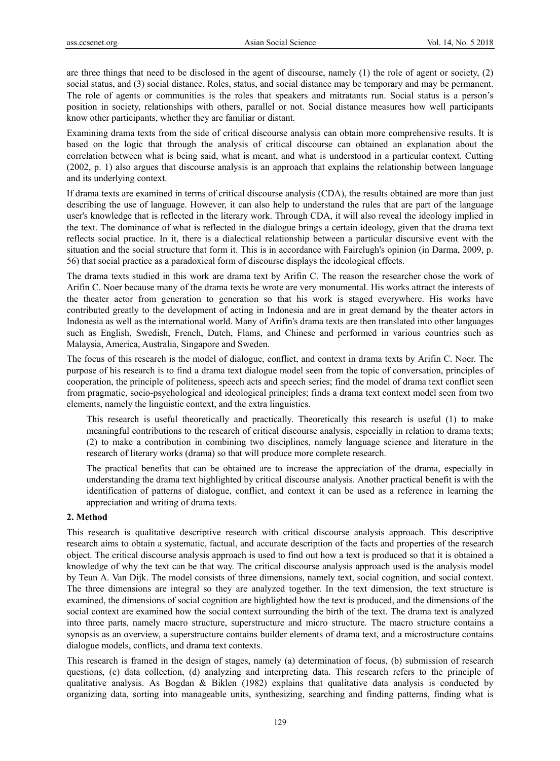are three things that need to be disclosed in the agent of discourse, namely (1) the role of agent or society, (2) social status, and (3) social distance. Roles, status, and social distance may be temporary and may be permanent. The role of agents or communities is the roles that speakers and mitratants run. Social status is a person's position in society, relationships with others, parallel or not. Social distance measures how well participants know other participants, whether they are familiar or distant.

Examining drama texts from the side of critical discourse analysis can obtain more comprehensive results. It is based on the logic that through the analysis of critical discourse can obtained an explanation about the correlation between what is being said, what is meant, and what is understood in a particular context. Cutting (2002, p. 1) also argues that discourse analysis is an approach that explains the relationship between language and its underlying context.

If drama texts are examined in terms of critical discourse analysis (CDA), the results obtained are more than just describing the use of language. However, it can also help to understand the rules that are part of the language user's knowledge that is reflected in the literary work. Through CDA, it will also reveal the ideology implied in the text. The dominance of what is reflected in the dialogue brings a certain ideology, given that the drama text reflects social practice. In it, there is a dialectical relationship between a particular discursive event with the situation and the social structure that form it. This is in accordance with Fairclugh's opinion (in Darma, 2009, p. 56) that social practice as a paradoxical form of discourse displays the ideological effects.

The drama texts studied in this work are drama text by Arifin C. The reason the researcher chose the work of Arifin C. Noer because many of the drama texts he wrote are very monumental. His works attract the interests of the theater actor from generation to generation so that his work is staged everywhere. His works have contributed greatly to the development of acting in Indonesia and are in great demand by the theater actors in Indonesia as well as the international world. Many of Arifin's drama texts are then translated into other languages such as English, Swedish, French, Dutch, Flams, and Chinese and performed in various countries such as Malaysia, America, Australia, Singapore and Sweden.

The focus of this research is the model of dialogue, conflict, and context in drama texts by Arifin C. Noer. The purpose of his research is to find a drama text dialogue model seen from the topic of conversation, principles of cooperation, the principle of politeness, speech acts and speech series; find the model of drama text conflict seen from pragmatic, socio-psychological and ideological principles; finds a drama text context model seen from two elements, namely the linguistic context, and the extra linguistics.

> This research is useful theoretically and practically. Theoretically this research is useful (1) to make meaningful contributions to the research of critical discourse analysis, especially in relation to drama texts; (2) to make a contribution in combining two disciplines, namely language science and literature in the research of literary works (drama) so that will produce more complete research.
>
> The practical benefits that can be obtained are to increase the appreciation of the drama, especially in understanding the drama text highlighted by critical discourse analysis. Another practical benefit is with the identification of patterns of dialogue, conflict, and context it can be used as a reference in learning the appreciation and writing of drama texts.

## 2. Method

This research is qualitative descriptive research with critical discourse analysis approach. This descriptive research aims to obtain a systematic, factual, and accurate description of the facts and properties of the research object. The critical discourse analysis approach is used to find out how a text is produced so that it is obtained a knowledge of why the text can be that way. The critical discourse analysis approach used is the analysis model by Teun A. Van Dijk. The model consists of three dimensions, namely text, social cognition, and social context. The three dimensions are integral so they are analyzed together. In the text dimension, the text structure is examined, the dimensions of social cognition are highlighted how the text is produced, and the dimensions of the social context are examined how the social context surrounding the birth of the text. The drama text is analyzed into three parts, namely macro structure, superstructure and micro structure. The macro structure contains a synopsis as an overview, a superstructure contains builder elements of drama text, and a microstructure contains dialogue models, conflicts, and drama text contexts.

This research is framed in the design of stages, namely (a) determination of focus, (b) submission of research questions, (c) data collection, (d) analyzing and interpreting data. This research refers to the principle of qualitative analysis. As Bogdan & Biklen (1982) explains that qualitative data analysis is conducted by organizing data, sorting into manageable units, synthesizing, searching and finding patterns, finding what is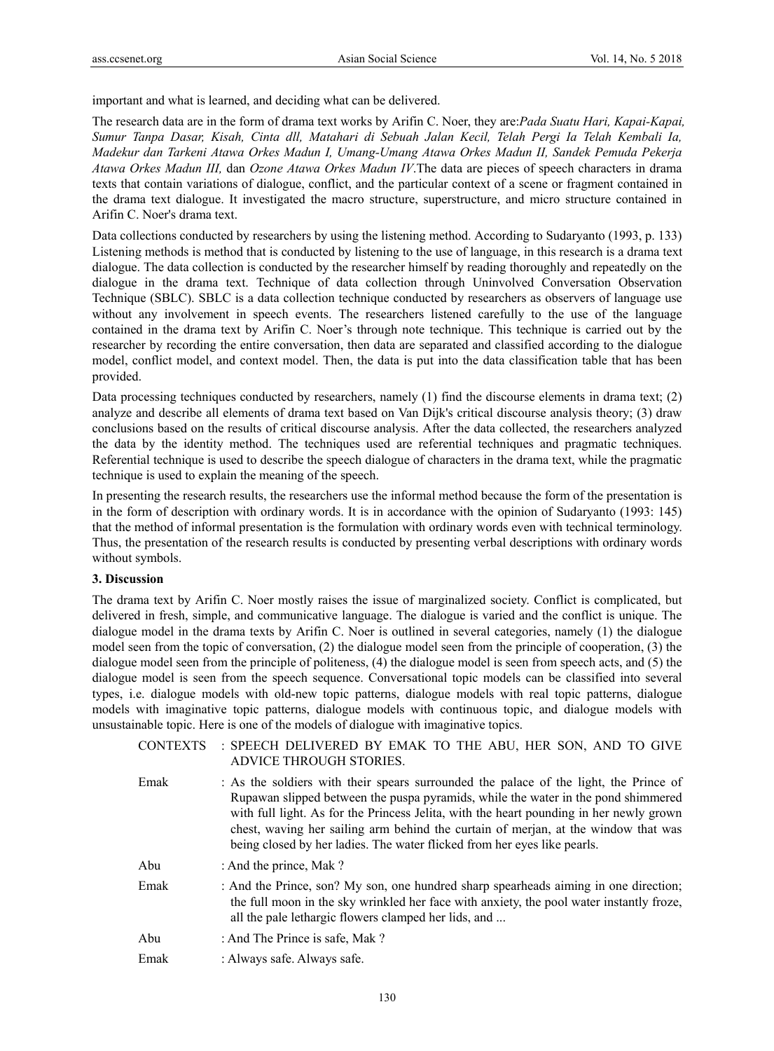important and what is learned, and deciding what can be delivered.

The research data are in the form of drama text works by Arifin C. Noer, they are:*Pada Suatu Hari, Kapai-Kapai, Sumur Tanpa Dasar, Kisah, Cinta dll, Matahari di Sebuah Jalan Kecil, Telah Pergi Ia Telah Kembali Ia, Madekur dan Tarkeni Atawa Orkes Madun I, Umang-Umang Atawa Orkes Madun II, Sandek Pemuda Pekerja Atawa Orkes Madun III,* dan *Ozone Atawa Orkes Madun IV*.The data are pieces of speech characters in drama texts that contain variations of dialogue, conflict, and the particular context of a scene or fragment contained in the drama text dialogue. It investigated the macro structure, superstructure, and micro structure contained in Arifin C. Noer's drama text.

Data collections conducted by researchers by using the listening method. According to Sudaryanto (1993, p. 133) Listening methods is method that is conducted by listening to the use of language, in this research is a drama text dialogue. The data collection is conducted by the researcher himself by reading thoroughly and repeatedly on the dialogue in the drama text. Technique of data collection through Uninvolved Conversation Observation Technique (SBLC). SBLC is a data collection technique conducted by researchers as observers of language use without any involvement in speech events. The researchers listened carefully to the use of the language contained in the drama text by Arifin C. Noer's through note technique. This technique is carried out by the researcher by recording the entire conversation, then data are separated and classified according to the dialogue model, conflict model, and context model. Then, the data is put into the data classification table that has been provided.

Data processing techniques conducted by researchers, namely (1) find the discourse elements in drama text; (2) analyze and describe all elements of drama text based on Van Dijk's critical discourse analysis theory; (3) draw conclusions based on the results of critical discourse analysis. After the data collected, the researchers analyzed the data by the identity method. The techniques used are referential techniques and pragmatic techniques. Referential technique is used to describe the speech dialogue of characters in the drama text, while the pragmatic technique is used to explain the meaning of the speech.

In presenting the research results, the researchers use the informal method because the form of the presentation is in the form of description with ordinary words. It is in accordance with the opinion of Sudaryanto (1993: 145) that the method of informal presentation is the formulation with ordinary words even with technical terminology. Thus, the presentation of the research results is conducted by presenting verbal descriptions with ordinary words without symbols.

## 3. Discussion

The drama text by Arifin C. Noer mostly raises the issue of marginalized society. Conflict is complicated, but delivered in fresh, simple, and communicative language. The dialogue is varied and the conflict is unique. The dialogue model in the drama texts by Arifin C. Noer is outlined in several categories, namely (1) the dialogue model seen from the topic of conversation, (2) the dialogue model seen from the principle of cooperation, (3) the dialogue model seen from the principle of politeness, (4) the dialogue model is seen from speech acts, and (5) the dialogue model is seen from the speech sequence. Conversational topic models can be classified into several types, i.e. dialogue models with old-new topic patterns, dialogue models with real topic patterns, dialogue models with imaginative topic patterns, dialogue models with continuous topic, and dialogue models with unsustainable topic. Here is one of the models of dialogue with imaginative topics.

| | |
|---|---|
| CONTEXTS | : SPEECH DELIVERED BY EMAK TO THE ABU, HER SON, AND TO GIVE ADVICE THROUGH STORIES. |
| Emak | : As the soldiers with their spears surrounded the palace of the light, the Prince of Rupawan slipped between the puspa pyramids, while the water in the pond shimmered with full light. As for the Princess Jelita, with the heart pounding in her newly grown chest, waving her sailing arm behind the curtain of merjan, at the window that was being closed by her ladies. The water flicked from her eyes like pearls. |
| Abu | : And the prince, Mak ? |
| Emak | : And the Prince, son? My son, one hundred sharp spearheads aiming in one direction; the full moon in the sky wrinkled her face with anxiety, the pool water instantly froze, all the pale lethargic flowers clamped her lids, and ... |
| Abu | : And The Prince is safe, Mak ? |
| Emak | : Always safe. Always safe. |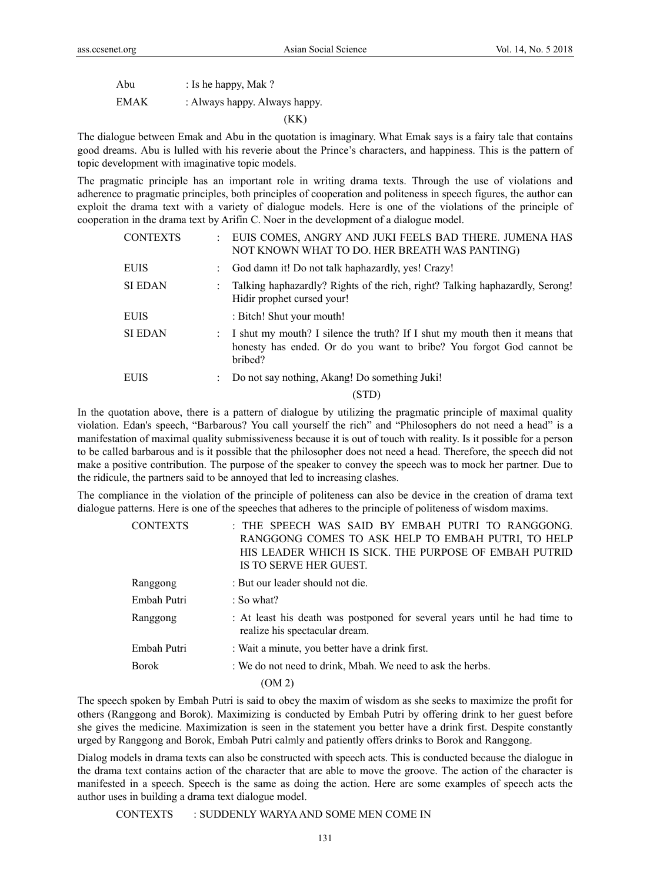Abu : Is he happy, Mak ?

EMAK : Always happy. Always happy.

(KK)

The dialogue between Emak and Abu in the quotation is imaginary. What Emak says is a fairy tale that contains good dreams. Abu is lulled with his reverie about the Prince's characters, and happiness. This is the pattern of topic development with imaginative topic models.

The pragmatic principle has an important role in writing drama texts. Through the use of violations and adherence to pragmatic principles, both principles of cooperation and politeness in speech figures, the author can exploit the drama text with a variety of dialogue models. Here is one of the violations of the principle of cooperation in the drama text by Arifin C. Noer in the development of a dialogue model.

| | | |
|---|---|---|
| CONTEXTS | : | EUIS COMES, ANGRY AND JUKI FEELS BAD THERE. JUMENA HAS NOT KNOWN WHAT TO DO. HER BREATH WAS PANTING) |
| EUIS | : | God damn it! Do not talk haphazardly, yes! Crazy! |
| SI EDAN | : | Talking haphazardly? Rights of the rich, right? Talking haphazardly, Serong! Hidir prophet cursed your! |
| EUIS | | : Bitch! Shut your mouth! |
| SI EDAN | : | I shut my mouth? I silence the truth? If I shut my mouth then it means that honesty has ended. Or do you want to bribe? You forgot God cannot be bribed? |
| EUIS | : | Do not say nothing, Akang! Do something Juki! |

(STD)

In the quotation above, there is a pattern of dialogue by utilizing the pragmatic principle of maximal quality violation. Edan's speech, "Barbarous? You call yourself the rich" and "Philosophers do not need a head" is a manifestation of maximal quality submissiveness because it is out of touch with reality. Is it possible for a person to be called barbarous and is it possible that the philosopher does not need a head. Therefore, the speech did not make a positive contribution. The purpose of the speaker to convey the speech was to mock her partner. Due to the ridicule, the partners said to be annoyed that led to increasing clashes.

The compliance in the violation of the principle of politeness can also be device in the creation of drama text dialogue patterns. Here is one of the speeches that adheres to the principle of politeness of wisdom maxims.

| | |
|---|---|
| CONTEXTS | : THE SPEECH WAS SAID BY EMBAH PUTRI TO RANGGONG. RANGGONG COMES TO ASK HELP TO EMBAH PUTRI, TO HELP HIS LEADER WHICH IS SICK. THE PURPOSE OF EMBAH PUTRID IS TO SERVE HER GUEST. |
| Ranggong | : But our leader should not die. |
| Embah Putri | : So what? |
| Ranggong | : At least his death was postponed for several years until he had time to realize his spectacular dream. |
| Embah Putri | : Wait a minute, you better have a drink first. |
| Borok | : We do not need to drink, Mbah. We need to ask the herbs. |

(OM 2)

The speech spoken by Embah Putri is said to obey the maxim of wisdom as she seeks to maximize the profit for others (Ranggong and Borok). Maximizing is conducted by Embah Putri by offering drink to her guest before she gives the medicine. Maximization is seen in the statement you better have a drink first. Despite constantly urged by Ranggong and Borok, Embah Putri calmly and patiently offers drinks to Borok and Ranggong.

Dialog models in drama texts can also be constructed with speech acts. This is conducted because the dialogue in the drama text contains action of the character that are able to move the groove. The action of the character is manifested in a speech. Speech is the same as doing the action. Here are some examples of speech acts the author uses in building a drama text dialogue model.

CONTEXTS : SUDDENLY WARYA AND SOME MEN COME IN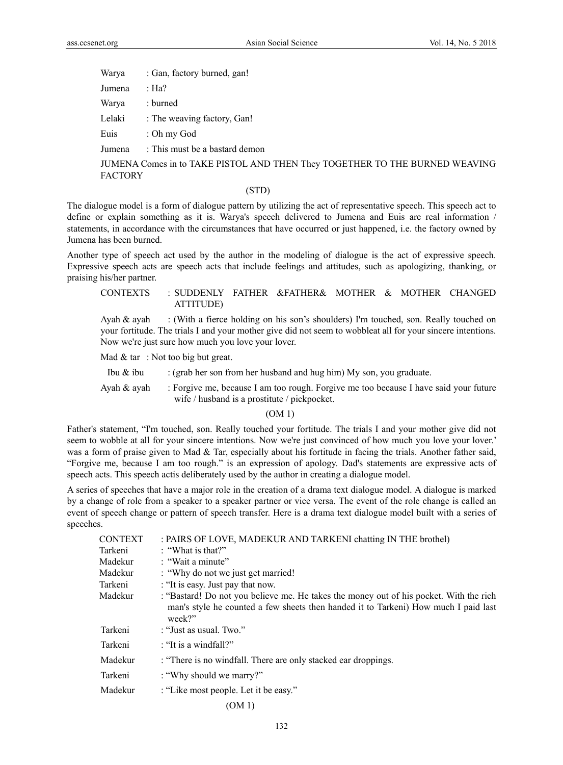Warya : Gan, factory burned, gan!

Jumena : Ha?

Warya : burned

Lelaki : The weaving factory, Gan!

Euis : Oh my God

Jumena : This must be a bastard demon

JUMENA Comes in to TAKE PISTOL AND THEN They TOGETHER TO THE BURNED WEAVING FACTORY

(STD)

The dialogue model is a form of dialogue pattern by utilizing the act of representative speech. This speech act to define or explain something as it is. Warya's speech delivered to Jumena and Euis are real information / statements, in accordance with the circumstances that have occurred or just happened, i.e. the factory owned by Jumena has been burned.

Another type of speech act used by the author in the modeling of dialogue is the act of expressive speech. Expressive speech acts are speech acts that include feelings and attitudes, such as apologizing, thanking, or praising his/her partner.

CONTEXTS : SUDDENLY FATHER &FATHER& MOTHER & MOTHER CHANGED ATTITUDE)

Ayah & ayah : (With a fierce holding on his son's shoulders) I'm touched, son. Really touched on your fortitude. The trials I and your mother give did not seem to wobbleat all for your sincere intentions. Now we're just sure how much you love your lover.

Mad & tar : Not too big but great.

Ibu & ibu : (grab her son from her husband and hug him) My son, you graduate.

Ayah & ayah : Forgive me, because I am too rough. Forgive me too because I have said your future wife / husband is a prostitute / pickpocket.

(OM 1)

Father's statement, "I'm touched, son. Really touched your fortitude. The trials I and your mother give did not seem to wobble at all for your sincere intentions. Now we're just convinced of how much you love your lover.' was a form of praise given to Mad & Tar, especially about his fortitude in facing the trials. Another father said, "Forgive me, because I am too rough." is an expression of apology. Dad's statements are expressive acts of speech acts. This speech actis deliberately used by the author in creating a dialogue model.

A series of speeches that have a major role in the creation of a drama text dialogue model. A dialogue is marked by a change of role from a speaker to a speaker partner or vice versa. The event of the role change is called an event of speech change or pattern of speech transfer. Here is a drama text dialogue model built with a series of speeches.

CONTEXT : PAIRS OF LOVE, MADEKUR AND TARKENI chatting IN THE brothel)

Tarkeni : "What is that?"

Madekur : "Wait a minute"

Madekur : "Why do not we just get married!

Tarkeni : "It is easy. Just pay that now.

Madekur : "Bastard! Do not you believe me. He takes the money out of his pocket. With the rich man's style he counted a few sheets then handed it to Tarkeni) How much I paid last week?"

Tarkeni : "Just as usual. Two."

Tarkeni : "It is a windfall?"

Madekur : "There is no windfall. There are only stacked ear droppings.

Tarkeni : "Why should we marry?"

Madekur : "Like most people. Let it be easy."

(OM 1)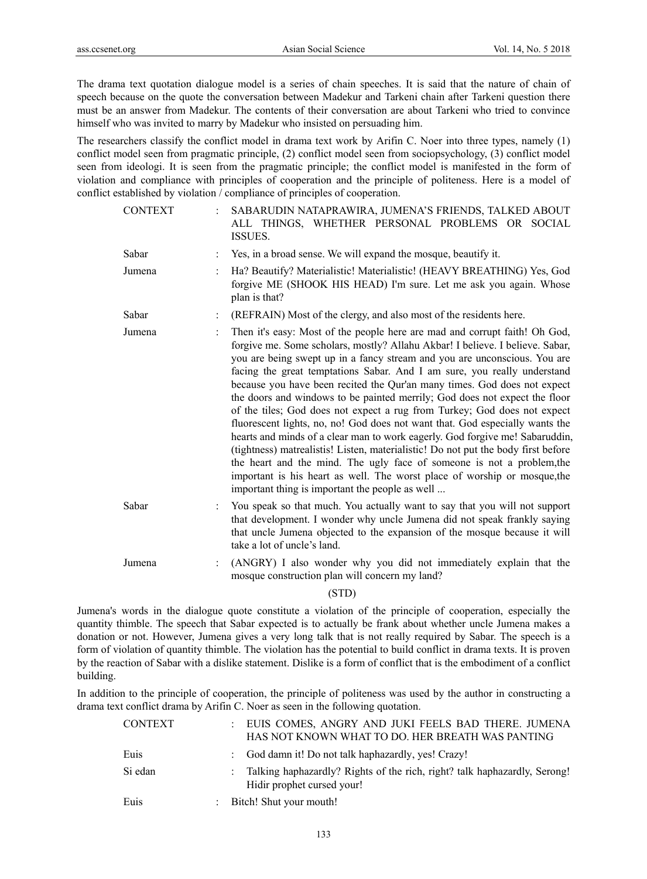The drama text quotation dialogue model is a series of chain speeches. It is said that the nature of chain of speech because on the quote the conversation between Madekur and Tarkeni chain after Tarkeni question there must be an answer from Madekur. The contents of their conversation are about Tarkeni who tried to convince himself who was invited to marry by Madekur who insisted on persuading him.

The researchers classify the conflict model in drama text work by Arifin C. Noer into three types, namely (1) conflict model seen from pragmatic principle, (2) conflict model seen from sociopsychology, (3) conflict model seen from ideologi. It is seen from the pragmatic principle; the conflict model is manifested in the form of violation and compliance with principles of cooperation and the principle of politeness. Here is a model of conflict established by violation / compliance of principles of cooperation.

| | | |
|---|---|---|
| CONTEXT | : | SABARUDIN NATAPRAWIRA, JUMENA'S FRIENDS, TALKED ABOUT ALL THINGS, WHETHER PERSONAL PROBLEMS OR SOCIAL ISSUES. |
| Sabar | : | Yes, in a broad sense. We will expand the mosque, beautify it. |
| Jumena | : | Ha? Beautify? Materialistic! Materialistic! (HEAVY BREATHING) Yes, God forgive ME (SHOOK HIS HEAD) I'm sure. Let me ask you again. Whose plan is that? |
| Sabar | : | (REFRAIN) Most of the clergy, and also most of the residents here. |
| Jumena | : | Then it's easy: Most of the people here are mad and corrupt faith! Oh God, forgive me. Some scholars, mostly? Allahu Akbar! I believe. I believe. Sabar, you are being swept up in a fancy stream and you are unconscious. You are facing the great temptations Sabar. And I am sure, you really understand because you have been recited the Qur'an many times. God does not expect the doors and windows to be painted merrily; God does not expect the floor of the tiles; God does not expect a rug from Turkey; God does not expect fluorescent lights, no, no! God does not want that. God especially wants the hearts and minds of a clear man to work eagerly. God forgive me! Sabaruddin, (tightness) matrealistis! Listen, materialistic! Do not put the body first before the heart and the mind. The ugly face of someone is not a problem,the important is his heart as well. The worst place of worship or mosque,the important thing is important the people as well ... |
| Sabar | : | You speak so that much. You actually want to say that you will not support that development. I wonder why uncle Jumena did not speak frankly saying that uncle Jumena objected to the expansion of the mosque because it will take a lot of uncle's land. |
| Jumena | : | (ANGRY) I also wonder why you did not immediately explain that the mosque construction plan will concern my land? |

(STD)

Jumena's words in the dialogue quote constitute a violation of the principle of cooperation, especially the quantity thimble. The speech that Sabar expected is to actually be frank about whether uncle Jumena makes a donation or not. However, Jumena gives a very long talk that is not really required by Sabar. The speech is a form of violation of quantity thimble. The violation has the potential to build conflict in drama texts. It is proven by the reaction of Sabar with a dislike statement. Dislike is a form of conflict that is the embodiment of a conflict building.

In addition to the principle of cooperation, the principle of politeness was used by the author in constructing a drama text conflict drama by Arifin C. Noer as seen in the following quotation.

| | | |
|---|---|---|
| CONTEXT | : | EUIS COMES, ANGRY AND JUKI FEELS BAD THERE. JUMENA HAS NOT KNOWN WHAT TO DO. HER BREATH WAS PANTING |
| Euis | : | God damn it! Do not talk haphazardly, yes! Crazy! |
| Si edan | : | Talking haphazardly? Rights of the rich, right? talk haphazardly, Serong! Hidir prophet cursed your! |
| Euis | : | Bitch! Shut your mouth! |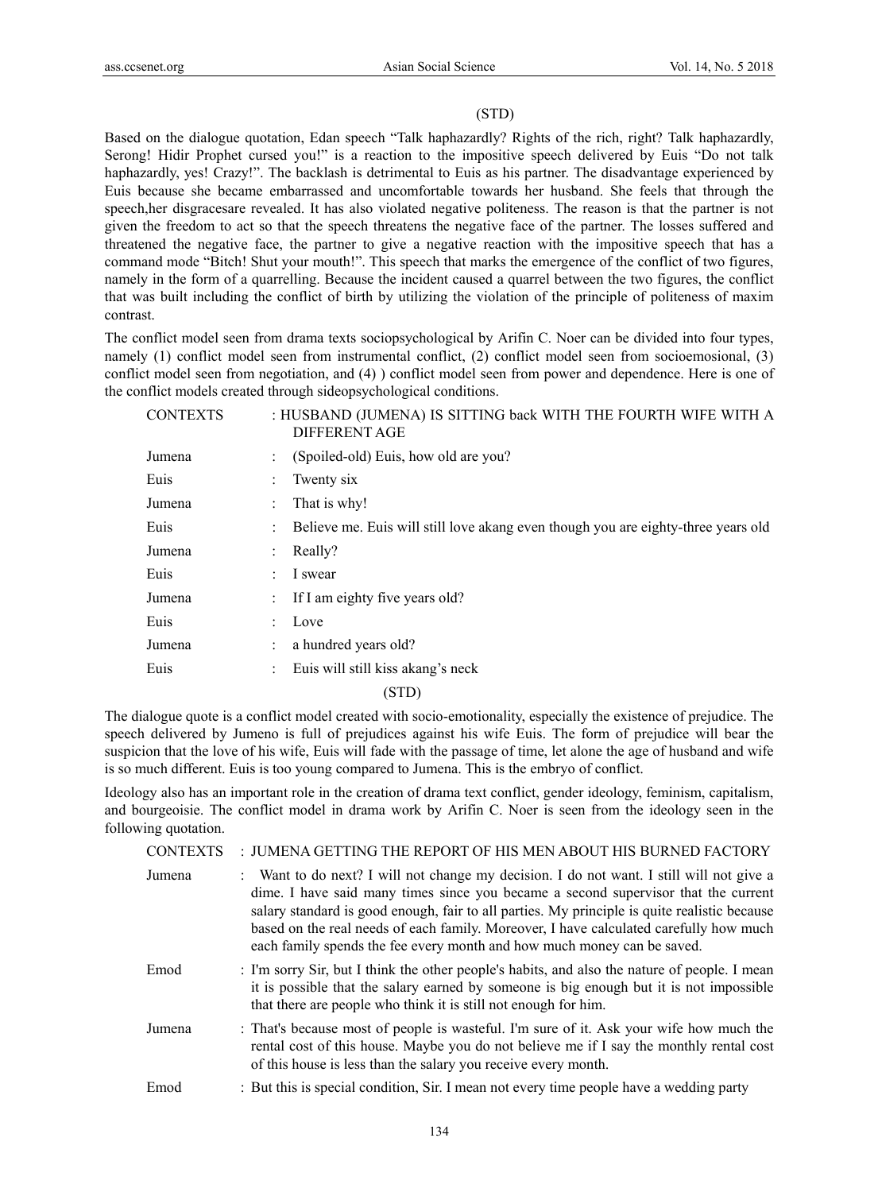(STD)

Based on the dialogue quotation, Edan speech "Talk haphazardly? Rights of the rich, right? Talk haphazardly, Serong! Hidir Prophet cursed you!" is a reaction to the impositive speech delivered by Euis "Do not talk haphazardly, yes! Crazy!". The backlash is detrimental to Euis as his partner. The disadvantage experienced by Euis because she became embarrassed and uncomfortable towards her husband. She feels that through the speech,her disgracesare revealed. It has also violated negative politeness. The reason is that the partner is not given the freedom to act so that the speech threatens the negative face of the partner. The losses suffered and threatened the negative face, the partner to give a negative reaction with the impositive speech that has a command mode "Bitch! Shut your mouth!". This speech that marks the emergence of the conflict of two figures, namely in the form of a quarrelling. Because the incident caused a quarrel between the two figures, the conflict that was built including the conflict of birth by utilizing the violation of the principle of politeness of maxim contrast.

The conflict model seen from drama texts sociopsychological by Arifin C. Noer can be divided into four types, namely (1) conflict model seen from instrumental conflict, (2) conflict model seen from socioemosional, (3) conflict model seen from negotiation, and (4) ) conflict model seen from power and dependence. Here is one of the conflict models created through sideopsychological conditions.

| | | |
|---|---|---|
| CONTEXTS | : | HUSBAND (JUMENA) IS SITTING back WITH THE FOURTH WIFE WITH A DIFFERENT AGE |
| Jumena | : | (Spoiled-old) Euis, how old are you? |
| Euis | : | Twenty six |
| Jumena | : | That is why! |
| Euis | : | Believe me. Euis will still love akang even though you are eighty-three years old |
| Jumena | : | Really? |
| Euis | : | I swear |
| Jumena | : | If I am eighty five years old? |
| Euis | : | Love |
| Jumena | : | a hundred years old? |
| Euis | : | Euis will still kiss akang's neck |

(STD)

The dialogue quote is a conflict model created with socio-emotionality, especially the existence of prejudice. The speech delivered by Jumeno is full of prejudices against his wife Euis. The form of prejudice will bear the suspicion that the love of his wife, Euis will fade with the passage of time, let alone the age of husband and wife is so much different. Euis is too young compared to Jumena. This is the embryo of conflict.

Ideology also has an important role in the creation of drama text conflict, gender ideology, feminism, capitalism, and bourgeoisie. The conflict model in drama work by Arifin C. Noer is seen from the ideology seen in the following quotation.

| | | |
|---|---|---|
| CONTEXTS | : | JUMENA GETTING THE REPORT OF HIS MEN ABOUT HIS BURNED FACTORY |
| Jumena | : | Want to do next? I will not change my decision. I do not want. I still will not give a dime. I have said many times since you became a second supervisor that the current salary standard is good enough, fair to all parties. My principle is quite realistic because based on the real needs of each family. Moreover, I have calculated carefully how much each family spends the fee every month and how much money can be saved. |
| Emod | : | I'm sorry Sir, but I think the other people's habits, and also the nature of people. I mean it is possible that the salary earned by someone is big enough but it is not impossible that there are people who think it is still not enough for him. |
| Jumena | : | That's because most of people is wasteful. I'm sure of it. Ask your wife how much the rental cost of this house. Maybe you do not believe me if I say the monthly rental cost of this house is less than the salary you receive every month. |
| Emod | : | But this is special condition, Sir. I mean not every time people have a wedding party |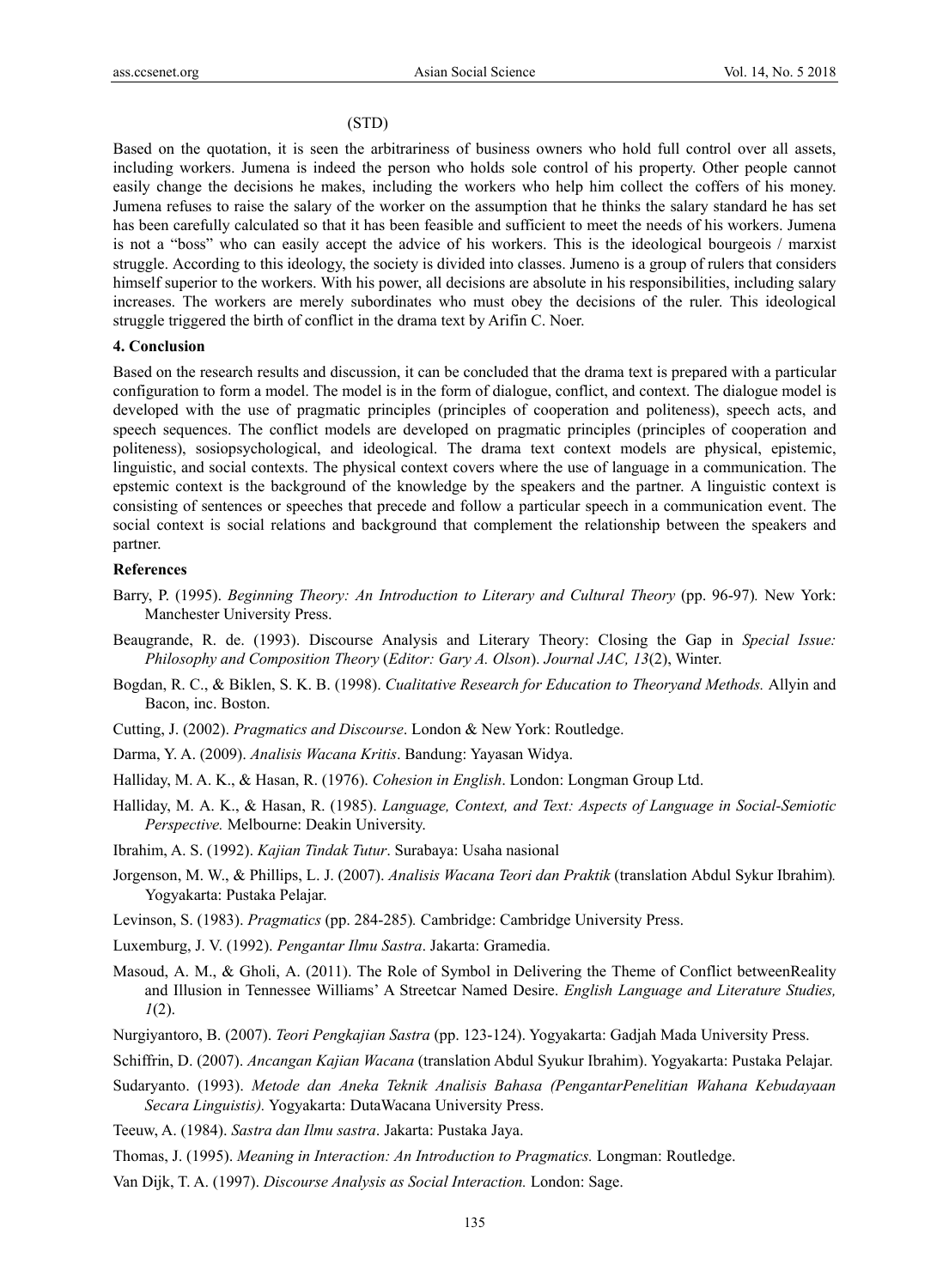(STD)

Based on the quotation, it is seen the arbitrariness of business owners who hold full control over all assets, including workers. Jumena is indeed the person who holds sole control of his property. Other people cannot easily change the decisions he makes, including the workers who help him collect the coffers of his money. Jumena refuses to raise the salary of the worker on the assumption that he thinks the salary standard he has set has been carefully calculated so that it has been feasible and sufficient to meet the needs of his workers. Jumena is not a "boss" who can easily accept the advice of his workers. This is the ideological bourgeois / marxist struggle. According to this ideology, the society is divided into classes. Jumeno is a group of rulers that considers himself superior to the workers. With his power, all decisions are absolute in his responsibilities, including salary increases. The workers are merely subordinates who must obey the decisions of the ruler. This ideological struggle triggered the birth of conflict in the drama text by Arifin C. Noer.

### 4. Conclusion

Based on the research results and discussion, it can be concluded that the drama text is prepared with a particular configuration to form a model. The model is in the form of dialogue, conflict, and context. The dialogue model is developed with the use of pragmatic principles (principles of cooperation and politeness), speech acts, and speech sequences. The conflict models are developed on pragmatic principles (principles of cooperation and politeness), sosiopsychological, and ideological. The drama text context models are physical, epistemic, linguistic, and social contexts. The physical context covers where the use of language in a communication. The epstemic context is the background of the knowledge by the speakers and the partner. A linguistic context is consisting of sentences or speeches that precede and follow a particular speech in a communication event. The social context is social relations and background that complement the relationship between the speakers and partner.

### References

Barry, P. (1995). *Beginning Theory: An Introduction to Literary and Cultural Theory* (pp. 96-97)*.* New York: Manchester University Press.

Beaugrande, R. de. (1993). Discourse Analysis and Literary Theory: Closing the Gap in *Special Issue: Philosophy and Composition Theory* (*Editor: Gary A. Olson*). *Journal JAC, 13*(2), Winter.

Bogdan, R. C., & Biklen, S. K. B. (1998). *Cualitative Research for Education to Theoryand Methods.* Allyin and Bacon, inc. Boston.

Cutting, J. (2002). *Pragmatics and Discourse*. London & New York: Routledge.

Darma, Y. A. (2009). *Analisis Wacana Kritis*. Bandung: Yayasan Widya.

Halliday, M. A. K., & Hasan, R. (1976). *Cohesion in English*. London: Longman Group Ltd.

Halliday, M. A. K., & Hasan, R. (1985). *Language, Context, and Text: Aspects of Language in Social-Semiotic Perspective.* Melbourne: Deakin University.

Ibrahim, A. S. (1992). *Kajian Tindak Tutur*. Surabaya: Usaha nasional

Jorgenson, M. W., & Phillips, L. J. (2007). *Analisis Wacana Teori dan Praktik* (translation Abdul Sykur Ibrahim)*.* Yogyakarta: Pustaka Pelajar.

Levinson, S. (1983). *Pragmatics* (pp. 284-285)*.* Cambridge: Cambridge University Press.

Luxemburg, J. V. (1992). *Pengantar Ilmu Sastra*. Jakarta: Gramedia.

Masoud, A. M., & Gholi, A. (2011). The Role of Symbol in Delivering the Theme of Conflict betweenReality and Illusion in Tennessee Williams' A Streetcar Named Desire. *English Language and Literature Studies, 1*(2).

Nurgiyantoro, B. (2007). *Teori Pengkajian Sastra* (pp. 123-124). Yogyakarta: Gadjah Mada University Press.

Schiffrin, D. (2007). *Ancangan Kajian Wacana* (translation Abdul Syukur Ibrahim). Yogyakarta: Pustaka Pelajar.

Sudaryanto. (1993). *Metode dan Aneka Teknik Analisis Bahasa (PengantarPenelitian Wahana Kebudayaan Secara Linguistis).* Yogyakarta: DutaWacana University Press.

Teeuw, A. (1984). *Sastra dan Ilmu sastra*. Jakarta: Pustaka Jaya.

Thomas, J. (1995). *Meaning in Interaction: An Introduction to Pragmatics.* Longman: Routledge.

Van Dijk, T. A. (1997). *Discourse Analysis as Social Interaction.* London: Sage.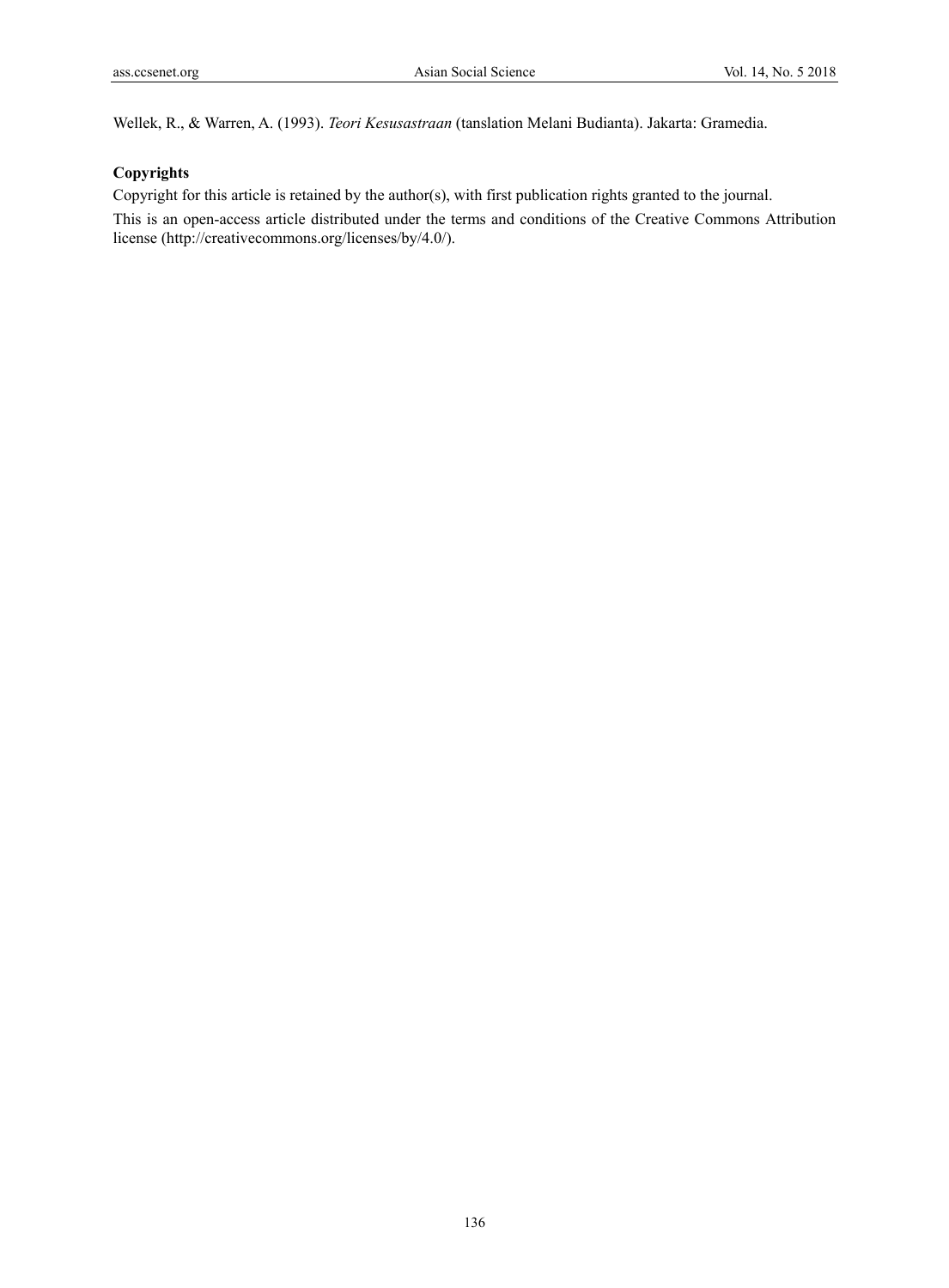Wellek, R., & Warren, A. (1993). *Teori Kesusastraan* (tanslation Melani Budianta). Jakarta: Gramedia.

**Copyrights**

Copyright for this article is retained by the author(s), with first publication rights granted to the journal.

This is an open-access article distributed under the terms and conditions of the Creative Commons Attribution license (http://creativecommons.org/licenses/by/4.0/).